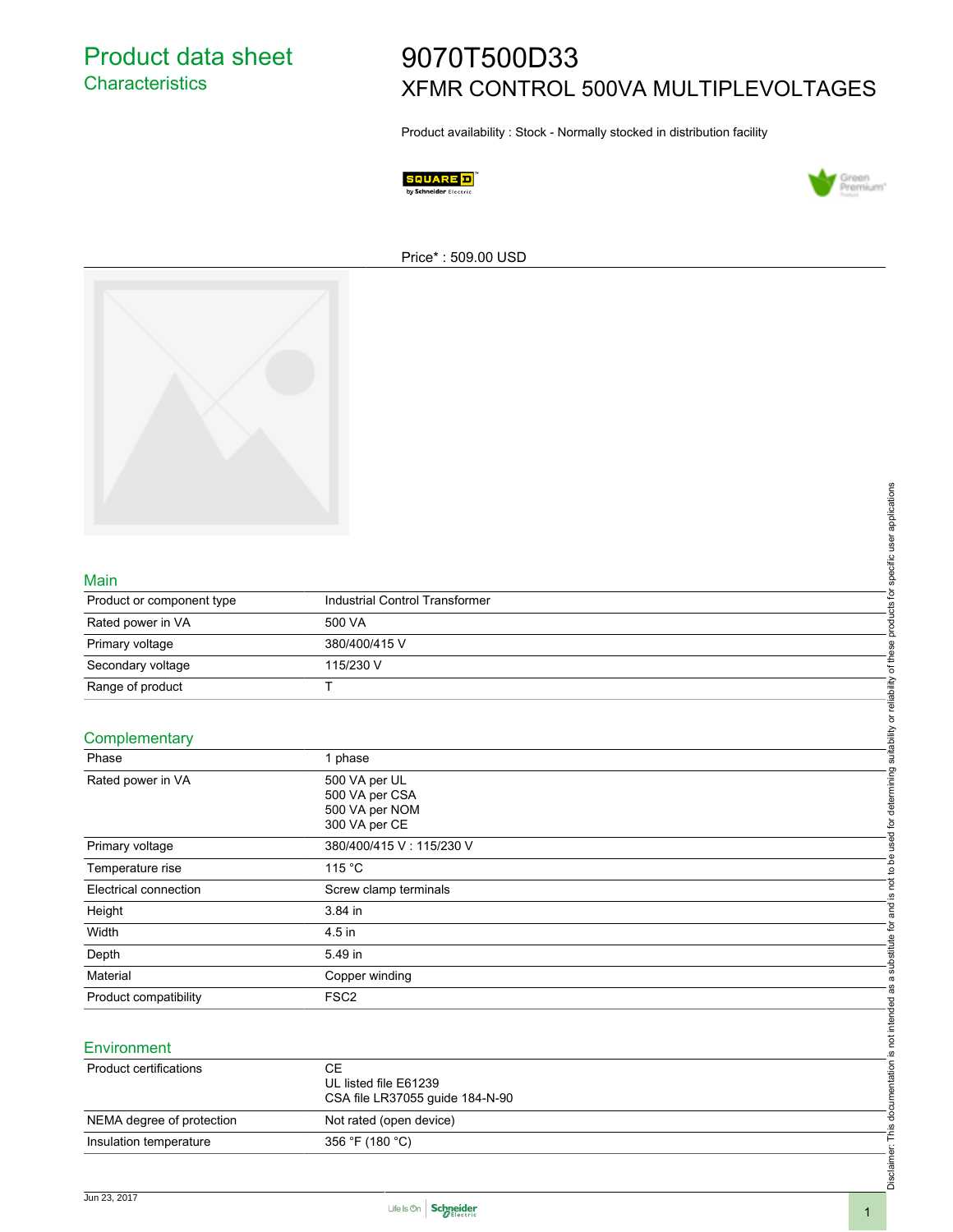# Product data sheet
## Characteristics

# 9070T500D33
## XFMR CONTROL 500VA MULTIPLEVOLTAGES

Product availability : Stock - Normally stocked in distribution facility

Price* : 509.00 USD

### Main

| | |
|---|---|
| Product or component type | Industrial Control Transformer |
| Rated power in VA | 500 VA |
| Primary voltage | 380/400/415 V |
| Secondary voltage | 115/230 V |
| Range of product | T |

### Complementary

| | |
|---|---|
| Phase | 1 phase |
| Rated power in VA | 500 VA per UL<br>500 VA per CSA<br>500 VA per NOM<br>300 VA per CE |
| Primary voltage | 380/400/415 V : 115/230 V |
| Temperature rise | 115 °C |
| Electrical connection | Screw clamp terminals |
| Height | 3.84 in |
| Width | 4.5 in |
| Depth | 5.49 in |
| Material | Copper winding |
| Product compatibility | FSC2 |

### Environment

| | |
|---|---|
| Product certifications | CE<br>UL listed file E61239<br>CSA file LR37055 guide 184-N-90 |
| NEMA degree of protection | Not rated (open device) |
| Insulation temperature | 356 °F (180 °C) |

Disclaimer: This documentation is not intended as a substitute for and is not to be used for determining suitability or reliability of these products for specific user applications

Jun 23, 2017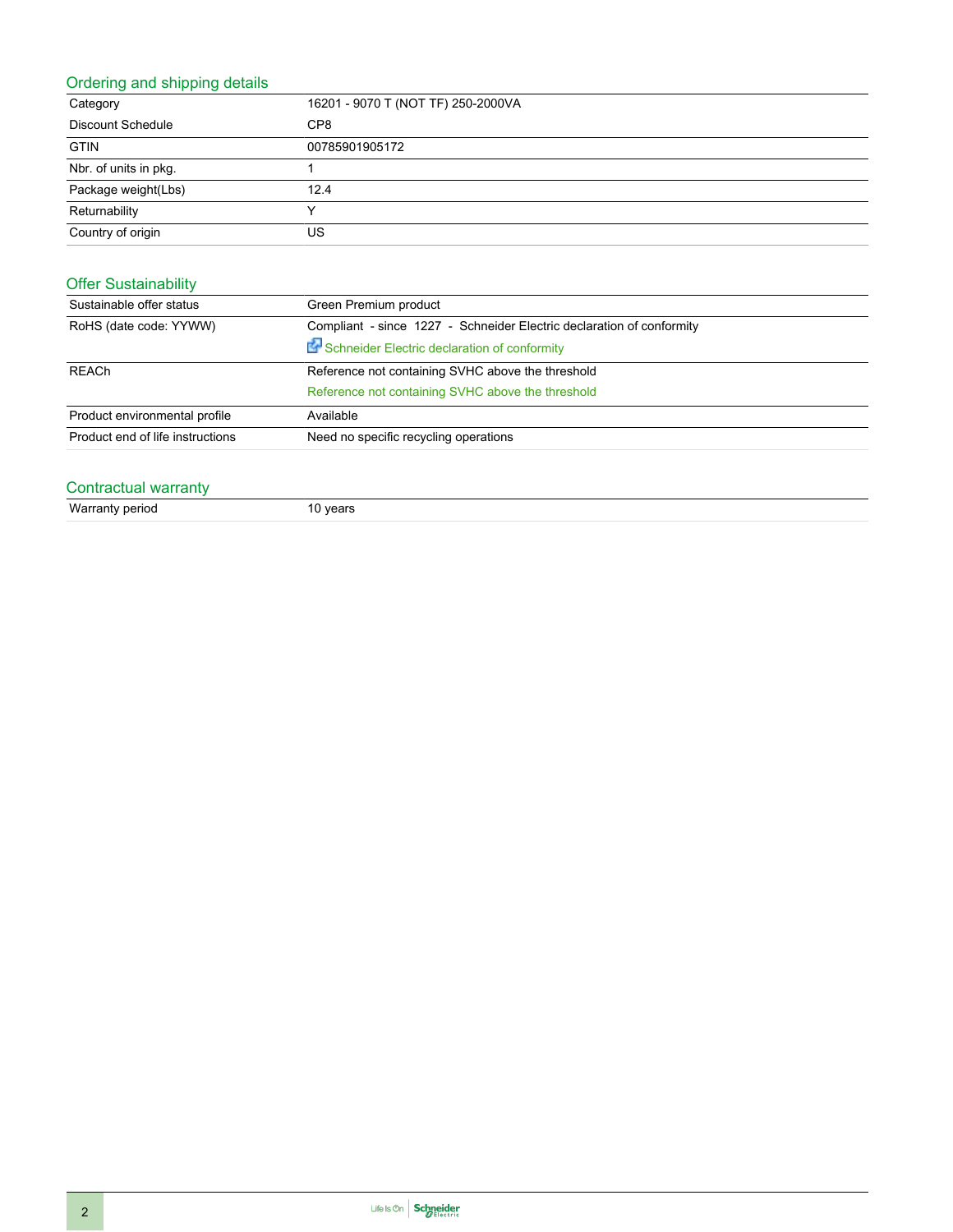## Ordering and shipping details

| | |
|---|---|
| Category | 16201 - 9070 T (NOT TF) 250-2000VA |
| Discount Schedule | CP8 |
| GTIN | 00785901905172 |
| Nbr. of units in pkg. | 1 |
| Package weight(Lbs) | 12.4 |
| Returnability | Y |
| Country of origin | US |

## Offer Sustainability

| | |
|---|---|
| Sustainable offer status | Green Premium product |
| RoHS (date code: YYWW) | Compliant - since 1227 - Schneider Electric declaration of conformity<br>Schneider Electric declaration of conformity |
| REACh | Reference not containing SVHC above the threshold<br>Reference not containing SVHC above the threshold |
| Product environmental profile | Available |
| Product end of life instructions | Need no specific recycling operations |

## Contractual warranty

| | |
|---|---|
| Warranty period | 10 years |